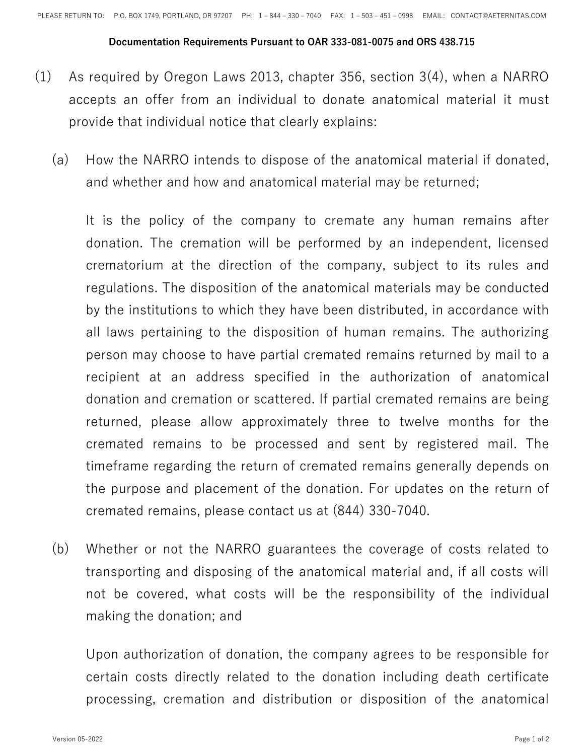PLEASE RETURN TO: P.O. BOX 1749, PORTLAND, OR 97207 PH: 1 – 844 – 330 – 7040 FAX: 1 – 503 – 451 – 0998 EMAIL: CONTACT@AETERNITAS.COM

**Documentation Requirements Pursuant to OAR 333-081-0075 and ORS 438.715**

(1) As required by Oregon Laws 2013, chapter 356, section 3(4), when a NARRO accepts an offer from an individual to donate anatomical material it must provide that individual notice that clearly explains:

(a) How the NARRO intends to dispose of the anatomical material if donated, and whether and how and anatomical material may be returned;

It is the policy of the company to cremate any human remains after donation. The cremation will be performed by an independent, licensed crematorium at the direction of the company, subject to its rules and regulations. The disposition of the anatomical materials may be conducted by the institutions to which they have been distributed, in accordance with all laws pertaining to the disposition of human remains. The authorizing person may choose to have partial cremated remains returned by mail to a recipient at an address specified in the authorization of anatomical donation and cremation or scattered. If partial cremated remains are being returned, please allow approximately three to twelve months for the cremated remains to be processed and sent by registered mail. The timeframe regarding the return of cremated remains generally depends on the purpose and placement of the donation. For updates on the return of cremated remains, please contact us at (844) 330-7040.

(b) Whether or not the NARRO guarantees the coverage of costs related to transporting and disposing of the anatomical material and, if all costs will not be covered, what costs will be the responsibility of the individual making the donation; and

Upon authorization of donation, the company agrees to be responsible for certain costs directly related to the donation including death certificate processing, cremation and distribution or disposition of the anatomical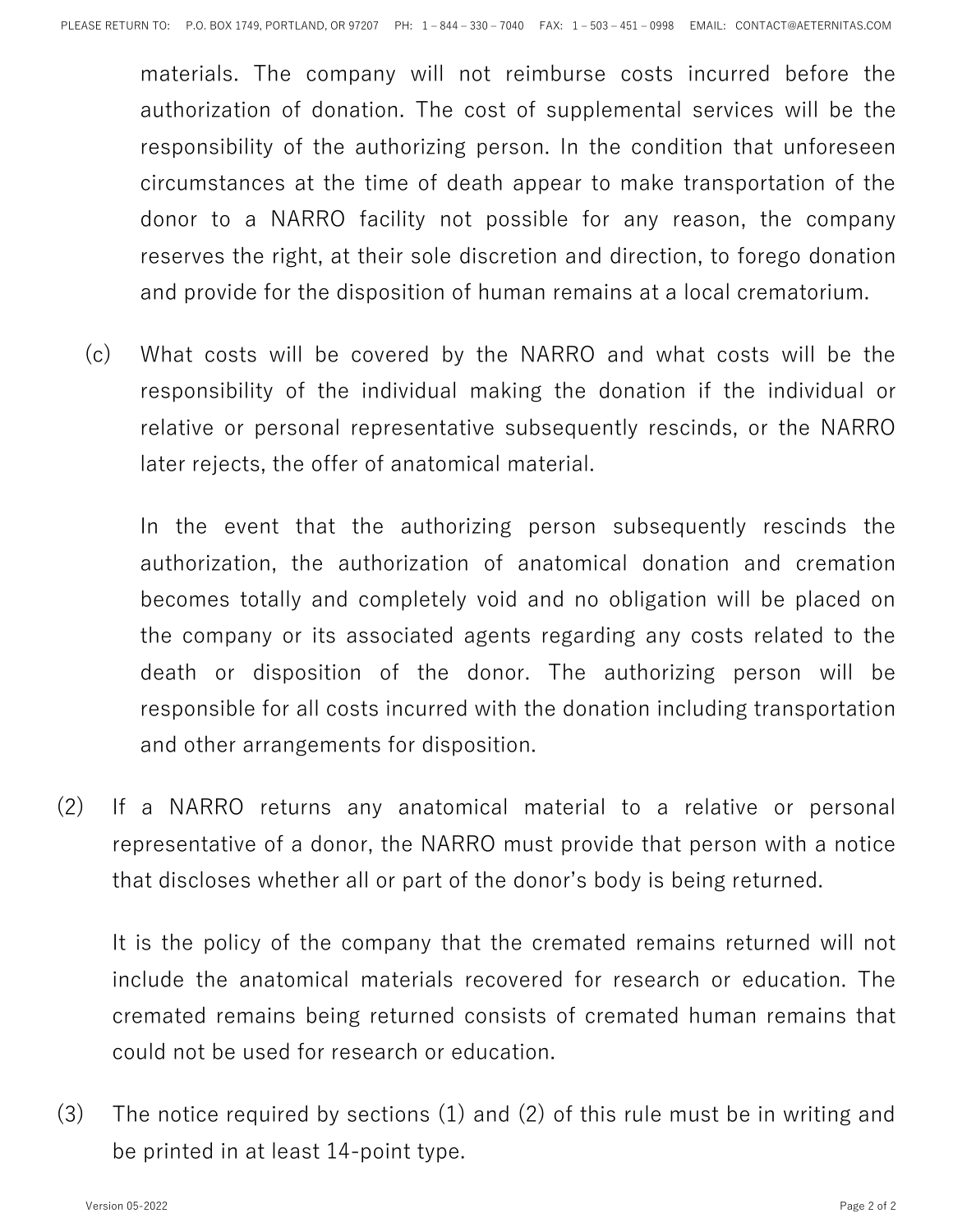materials. The company will not reimburse costs incurred before the authorization of donation. The cost of supplemental services will be the responsibility of the authorizing person. In the condition that unforeseen circumstances at the time of death appear to make transportation of the donor to a NARRO facility not possible for any reason, the company reserves the right, at their sole discretion and direction, to forego donation and provide for the disposition of human remains at a local crematorium.

(c) What costs will be covered by the NARRO and what costs will be the responsibility of the individual making the donation if the individual or relative or personal representative subsequently rescinds, or the NARRO later rejects, the offer of anatomical material.

In the event that the authorizing person subsequently rescinds the authorization, the authorization of anatomical donation and cremation becomes totally and completely void and no obligation will be placed on the company or its associated agents regarding any costs related to the death or disposition of the donor. The authorizing person will be responsible for all costs incurred with the donation including transportation and other arrangements for disposition.

(2) If a NARRO returns any anatomical material to a relative or personal representative of a donor, the NARRO must provide that person with a notice that discloses whether all or part of the donor's body is being returned.

It is the policy of the company that the cremated remains returned will not include the anatomical materials recovered for research or education. The cremated remains being returned consists of cremated human remains that could not be used for research or education.

(3) The notice required by sections (1) and (2) of this rule must be in writing and be printed in at least 14-point type.